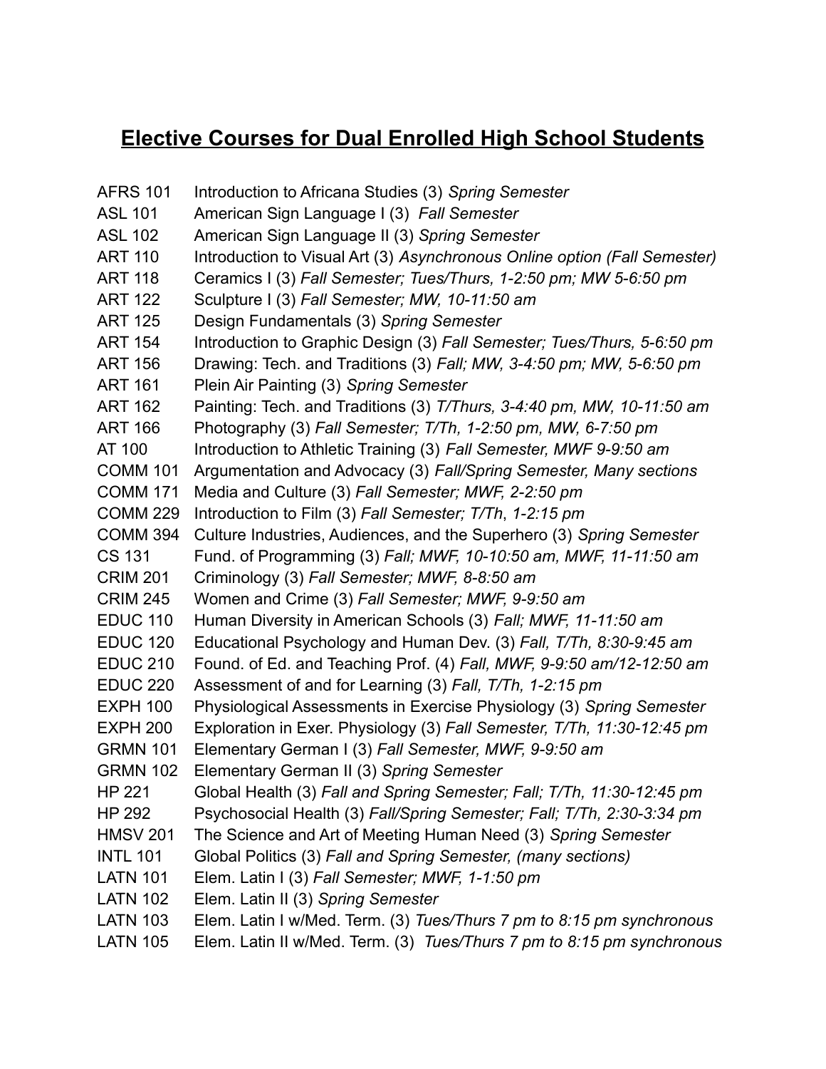# Elective Courses for Dual Enrolled High School Students

| | |
|---|---|
| AFRS 101 | Introduction to Africana Studies (3) *Spring Semester* |
| ASL 101 | American Sign Language I (3) *Fall Semester* |
| ASL 102 | American Sign Language II (3) *Spring Semester* |
| ART 110 | Introduction to Visual Art (3) *Asynchronous Online option (Fall Semester)* |
| ART 118 | Ceramics I (3) *Fall Semester; Tues/Thurs, 1-2:50 pm; MW 5-6:50 pm* |
| ART 122 | Sculpture I (3) *Fall Semester; MW, 10-11:50 am* |
| ART 125 | Design Fundamentals (3) *Spring Semester* |
| ART 154 | Introduction to Graphic Design (3) *Fall Semester; Tues/Thurs, 5-6:50 pm* |
| ART 156 | Drawing: Tech. and Traditions (3) *Fall; MW, 3-4:50 pm; MW, 5-6:50 pm* |
| ART 161 | Plein Air Painting (3) *Spring Semester* |
| ART 162 | Painting: Tech. and Traditions (3) *T/Thurs, 3-4:40 pm, MW, 10-11:50 am* |
| ART 166 | Photography (3) *Fall Semester; T/Th, 1-2:50 pm, MW, 6-7:50 pm* |
| AT 100 | Introduction to Athletic Training (3) *Fall Semester, MWF 9-9:50 am* |
| COMM 101 | Argumentation and Advocacy (3) *Fall/Spring Semester, Many sections* |
| COMM 171 | Media and Culture (3) *Fall Semester; MWF, 2-2:50 pm* |
| COMM 229 | Introduction to Film (3) *Fall Semester; T/Th, 1-2:15 pm* |
| COMM 394 | Culture Industries, Audiences, and the Superhero (3) *Spring Semester* |
| CS 131 | Fund. of Programming (3) *Fall; MWF, 10-10:50 am, MWF, 11-11:50 am* |
| CRIM 201 | Criminology (3) *Fall Semester; MWF, 8-8:50 am* |
| CRIM 245 | Women and Crime (3) *Fall Semester; MWF, 9-9:50 am* |
| EDUC 110 | Human Diversity in American Schools (3) *Fall; MWF, 11-11:50 am* |
| EDUC 120 | Educational Psychology and Human Dev. (3) *Fall, T/Th, 8:30-9:45 am* |
| EDUC 210 | Found. of Ed. and Teaching Prof. (4) *Fall, MWF, 9-9:50 am/12-12:50 am* |
| EDUC 220 | Assessment of and for Learning (3) *Fall, T/Th, 1-2:15 pm* |
| EXPH 100 | Physiological Assessments in Exercise Physiology (3) *Spring Semester* |
| EXPH 200 | Exploration in Exer. Physiology (3) *Fall Semester, T/Th, 11:30-12:45 pm* |
| GRMN 101 | Elementary German I (3) *Fall Semester, MWF, 9-9:50 am* |
| GRMN 102 | Elementary German II (3) *Spring Semester* |
| HP 221 | Global Health (3) *Fall and Spring Semester; Fall; T/Th, 11:30-12:45 pm* |
| HP 292 | Psychosocial Health (3) *Fall/Spring Semester; Fall; T/Th, 2:30-3:34 pm* |
| HMSV 201 | The Science and Art of Meeting Human Need (3) *Spring Semester* |
| INTL 101 | Global Politics (3) *Fall and Spring Semester, (many sections)* |
| LATN 101 | Elem. Latin I (3) *Fall Semester; MWF, 1-1:50 pm* |
| LATN 102 | Elem. Latin II (3) *Spring Semester* |
| LATN 103 | Elem. Latin I w/Med. Term. (3) *Tues/Thurs 7 pm to 8:15 pm synchronous* |
| LATN 105 | Elem. Latin II w/Med. Term. (3) *Tues/Thurs 7 pm to 8:15 pm synchronous* |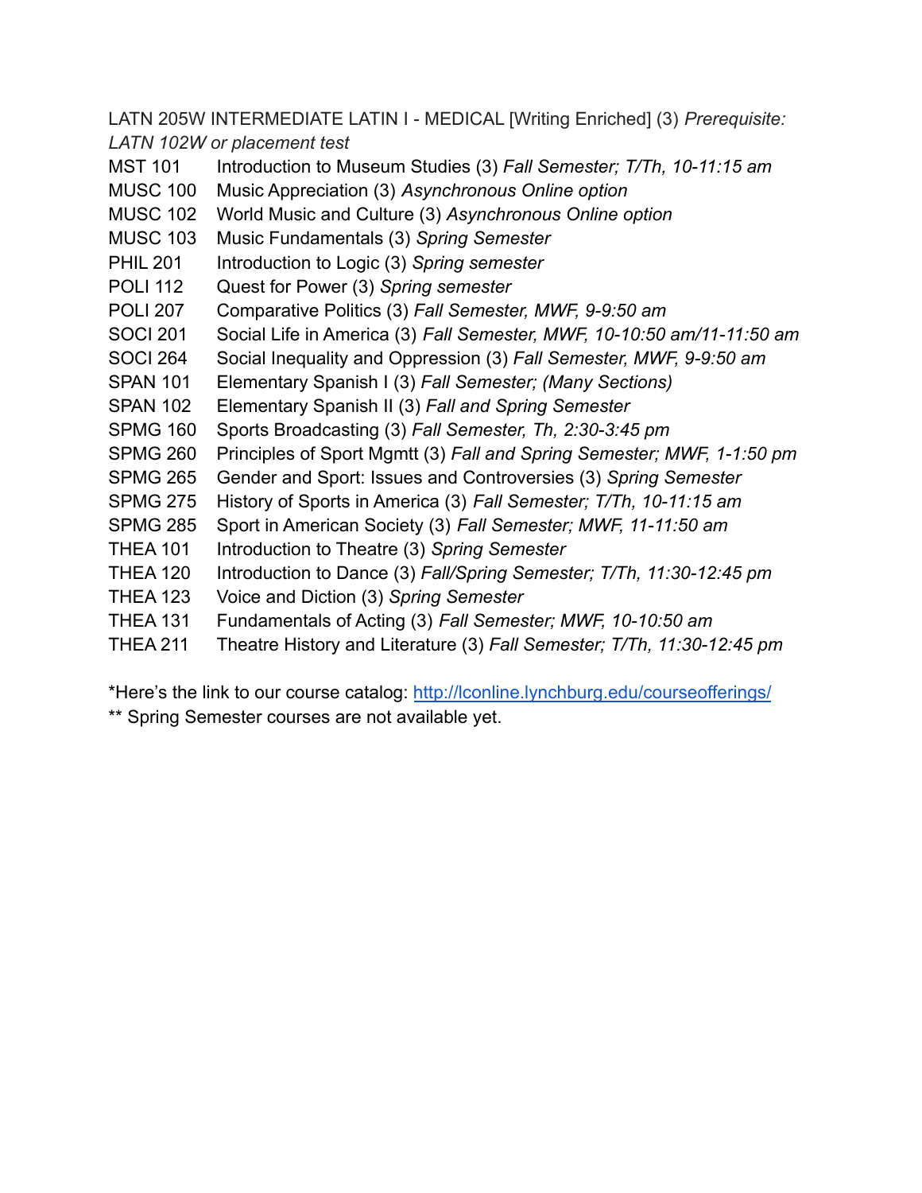LATN 205W INTERMEDIATE LATIN I - MEDICAL [Writing Enriched] (3) *Prerequisite: LATN 102W or placement test*

| | |
|---|---|
| MST 101 | Introduction to Museum Studies (3) *Fall Semester; T/Th, 10-11:15 am* |
| MUSC 100 | Music Appreciation (3) *Asynchronous Online option* |
| MUSC 102 | World Music and Culture (3) *Asynchronous Online option* |
| MUSC 103 | Music Fundamentals (3) *Spring Semester* |
| PHIL 201 | Introduction to Logic (3) *Spring semester* |
| POLI 112 | Quest for Power (3) *Spring semester* |
| POLI 207 | Comparative Politics (3) *Fall Semester, MWF, 9-9:50 am* |
| SOCI 201 | Social Life in America (3) *Fall Semester, MWF, 10-10:50 am/11-11:50 am* |
| SOCI 264 | Social Inequality and Oppression (3) *Fall Semester, MWF, 9-9:50 am* |
| SPAN 101 | Elementary Spanish I (3) *Fall Semester; (Many Sections)* |
| SPAN 102 | Elementary Spanish II (3) *Fall and Spring Semester* |
| SPMG 160 | Sports Broadcasting (3) *Fall Semester, Th, 2:30-3:45 pm* |
| SPMG 260 | Principles of Sport Mgmtt (3) *Fall and Spring Semester; MWF, 1-1:50 pm* |
| SPMG 265 | Gender and Sport: Issues and Controversies (3) *Spring Semester* |
| SPMG 275 | History of Sports in America (3) *Fall Semester; T/Th, 10-11:15 am* |
| SPMG 285 | Sport in American Society (3) *Fall Semester; MWF, 11-11:50 am* |
| THEA 101 | Introduction to Theatre (3) *Spring Semester* |
| THEA 120 | Introduction to Dance (3) *Fall/Spring Semester; T/Th, 11:30-12:45 pm* |
| THEA 123 | Voice and Diction (3) *Spring Semester* |
| THEA 131 | Fundamentals of Acting (3) *Fall Semester; MWF, 10-10:50 am* |
| THEA 211 | Theatre History and Literature (3) *Fall Semester; T/Th, 11:30-12:45 pm* |

*Here's the link to our course catalog: http://lconline.lynchburg.edu/courseofferings/

** Spring Semester courses are not available yet.